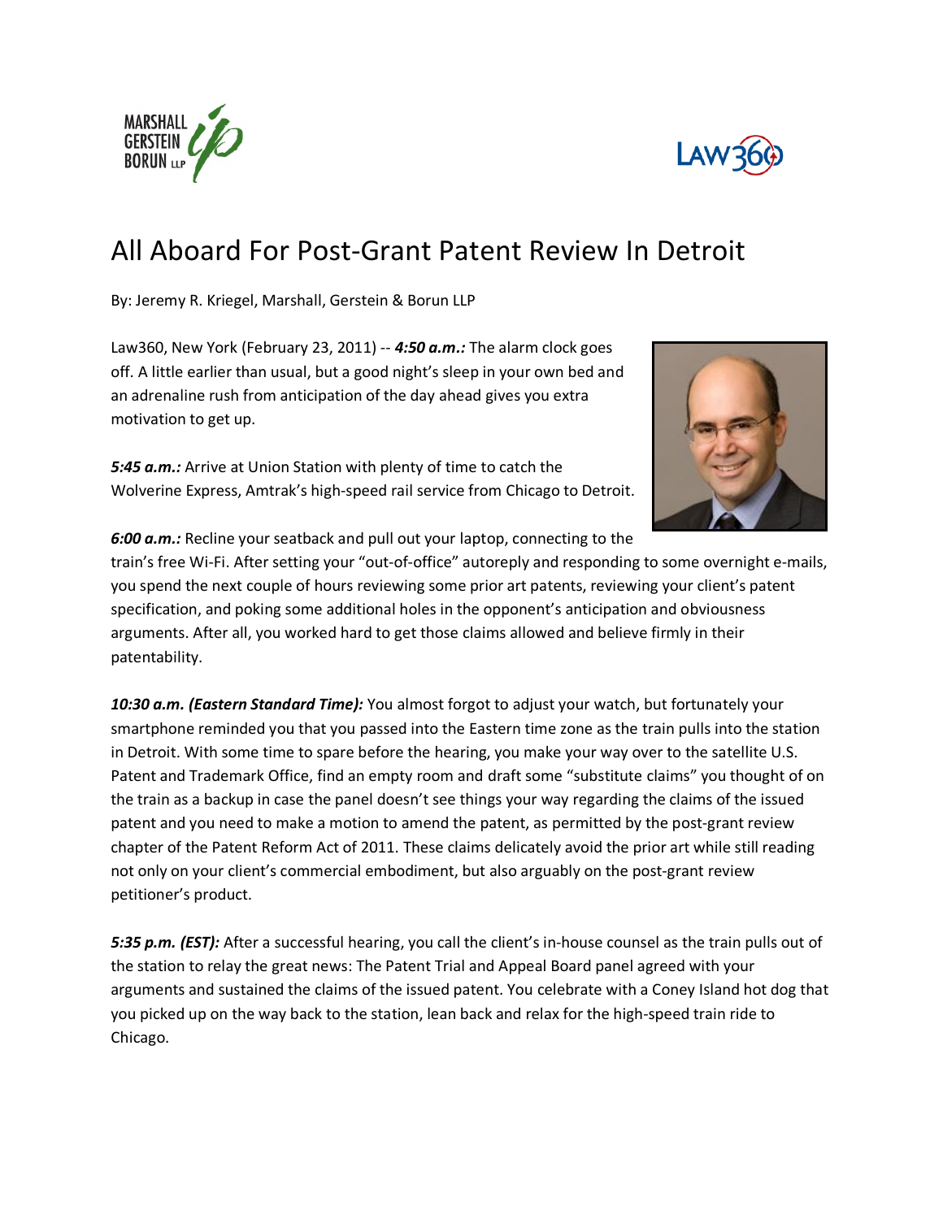# All Aboard For Post-Grant Patent Review In Detroit

By: Jeremy R. Kriegel, Marshall, Gerstein & Borun LLP

Law360, New York (February 23, 2011) -- ***4:50 a.m.:*** The alarm clock goes off. A little earlier than usual, but a good night's sleep in your own bed and an adrenaline rush from anticipation of the day ahead gives you extra motivation to get up.

***5:45 a.m.:*** Arrive at Union Station with plenty of time to catch the Wolverine Express, Amtrak's high-speed rail service from Chicago to Detroit.

***6:00 a.m.:*** Recline your seatback and pull out your laptop, connecting to the train's free Wi-Fi. After setting your "out-of-office" autoreply and responding to some overnight e-mails, you spend the next couple of hours reviewing some prior art patents, reviewing your client's patent specification, and poking some additional holes in the opponent's anticipation and obviousness arguments. After all, you worked hard to get those claims allowed and believe firmly in their patentability.

***10:30 a.m. (Eastern Standard Time):*** You almost forgot to adjust your watch, but fortunately your smartphone reminded you that you passed into the Eastern time zone as the train pulls into the station in Detroit. With some time to spare before the hearing, you make your way over to the satellite U.S. Patent and Trademark Office, find an empty room and draft some "substitute claims" you thought of on the train as a backup in case the panel doesn't see things your way regarding the claims of the issued patent and you need to make a motion to amend the patent, as permitted by the post-grant review chapter of the Patent Reform Act of 2011. These claims delicately avoid the prior art while still reading not only on your client's commercial embodiment, but also arguably on the post-grant review petitioner's product.

***5:35 p.m. (EST):*** After a successful hearing, you call the client's in-house counsel as the train pulls out of the station to relay the great news: The Patent Trial and Appeal Board panel agreed with your arguments and sustained the claims of the issued patent. You celebrate with a Coney Island hot dog that you picked up on the way back to the station, lean back and relax for the high-speed train ride to Chicago.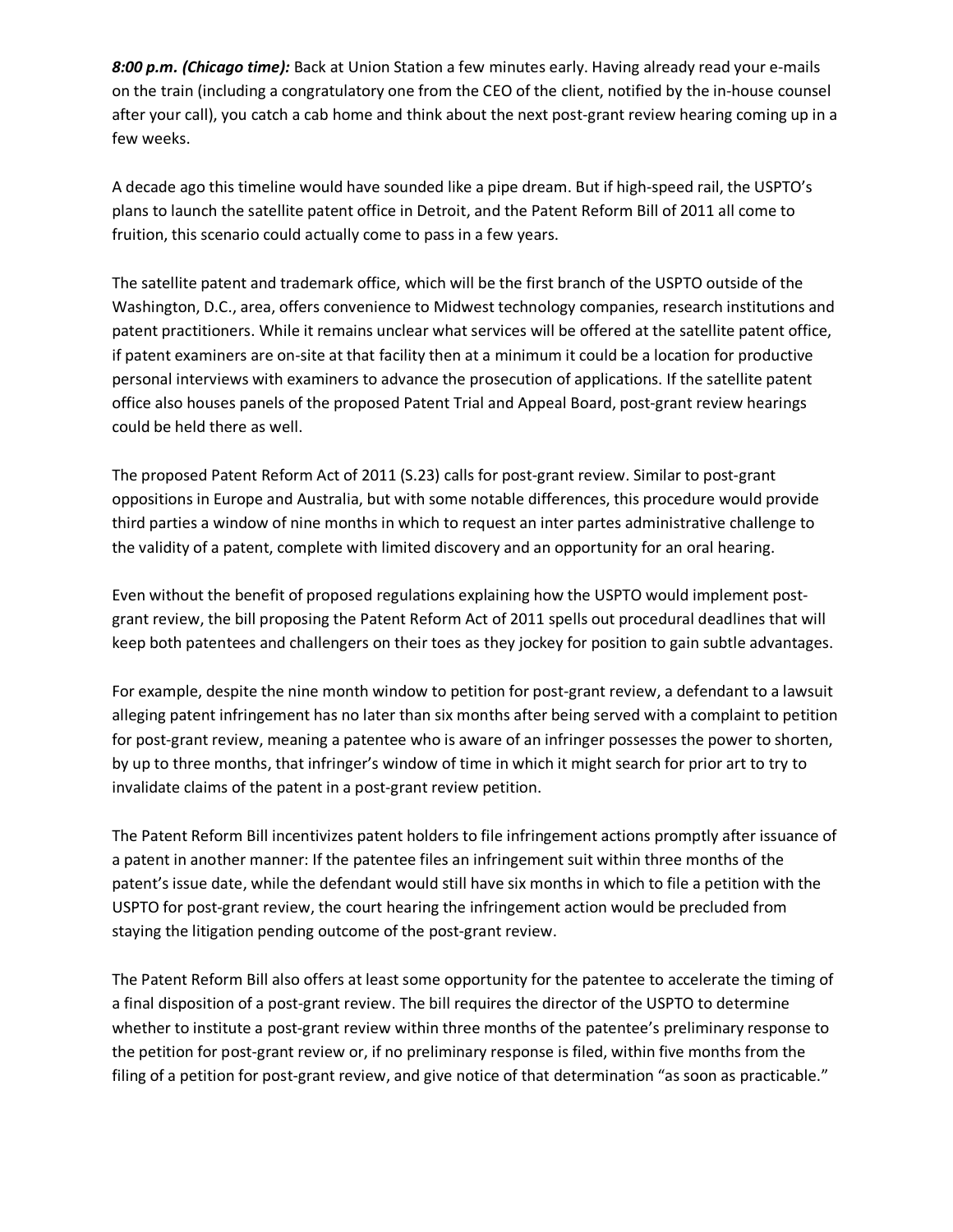***8:00 p.m. (Chicago time):*** Back at Union Station a few minutes early. Having already read your e-mails on the train (including a congratulatory one from the CEO of the client, notified by the in-house counsel after your call), you catch a cab home and think about the next post-grant review hearing coming up in a few weeks.

A decade ago this timeline would have sounded like a pipe dream. But if high-speed rail, the USPTO's plans to launch the satellite patent office in Detroit, and the Patent Reform Bill of 2011 all come to fruition, this scenario could actually come to pass in a few years.

The satellite patent and trademark office, which will be the first branch of the USPTO outside of the Washington, D.C., area, offers convenience to Midwest technology companies, research institutions and patent practitioners. While it remains unclear what services will be offered at the satellite patent office, if patent examiners are on-site at that facility then at a minimum it could be a location for productive personal interviews with examiners to advance the prosecution of applications. If the satellite patent office also houses panels of the proposed Patent Trial and Appeal Board, post-grant review hearings could be held there as well.

The proposed Patent Reform Act of 2011 (S.23) calls for post-grant review. Similar to post-grant oppositions in Europe and Australia, but with some notable differences, this procedure would provide third parties a window of nine months in which to request an inter partes administrative challenge to the validity of a patent, complete with limited discovery and an opportunity for an oral hearing.

Even without the benefit of proposed regulations explaining how the USPTO would implement post-grant review, the bill proposing the Patent Reform Act of 2011 spells out procedural deadlines that will keep both patentees and challengers on their toes as they jockey for position to gain subtle advantages.

For example, despite the nine month window to petition for post-grant review, a defendant to a lawsuit alleging patent infringement has no later than six months after being served with a complaint to petition for post-grant review, meaning a patentee who is aware of an infringer possesses the power to shorten, by up to three months, that infringer's window of time in which it might search for prior art to try to invalidate claims of the patent in a post-grant review petition.

The Patent Reform Bill incentivizes patent holders to file infringement actions promptly after issuance of a patent in another manner: If the patentee files an infringement suit within three months of the patent's issue date, while the defendant would still have six months in which to file a petition with the USPTO for post-grant review, the court hearing the infringement action would be precluded from staying the litigation pending outcome of the post-grant review.

The Patent Reform Bill also offers at least some opportunity for the patentee to accelerate the timing of a final disposition of a post-grant review. The bill requires the director of the USPTO to determine whether to institute a post-grant review within three months of the patentee's preliminary response to the petition for post-grant review or, if no preliminary response is filed, within five months from the filing of a petition for post-grant review, and give notice of that determination "as soon as practicable."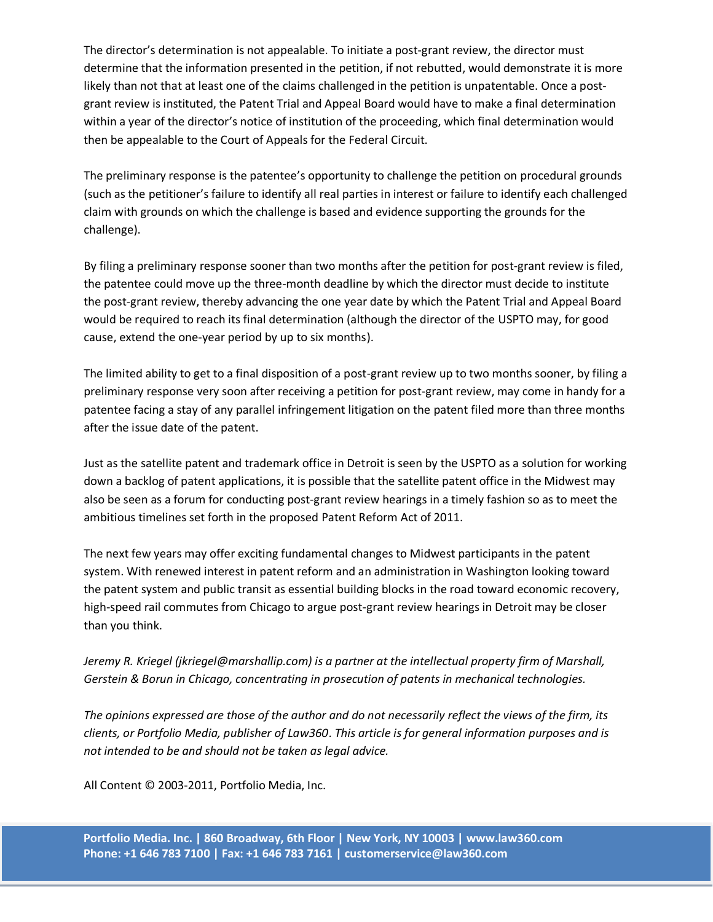The director's determination is not appealable. To initiate a post-grant review, the director must determine that the information presented in the petition, if not rebutted, would demonstrate it is more likely than not that at least one of the claims challenged in the petition is unpatentable. Once a post-grant review is instituted, the Patent Trial and Appeal Board would have to make a final determination within a year of the director's notice of institution of the proceeding, which final determination would then be appealable to the Court of Appeals for the Federal Circuit.

The preliminary response is the patentee's opportunity to challenge the petition on procedural grounds (such as the petitioner's failure to identify all real parties in interest or failure to identify each challenged claim with grounds on which the challenge is based and evidence supporting the grounds for the challenge).

By filing a preliminary response sooner than two months after the petition for post-grant review is filed, the patentee could move up the three-month deadline by which the director must decide to institute the post-grant review, thereby advancing the one year date by which the Patent Trial and Appeal Board would be required to reach its final determination (although the director of the USPTO may, for good cause, extend the one-year period by up to six months).

The limited ability to get to a final disposition of a post-grant review up to two months sooner, by filing a preliminary response very soon after receiving a petition for post-grant review, may come in handy for a patentee facing a stay of any parallel infringement litigation on the patent filed more than three months after the issue date of the patent.

Just as the satellite patent and trademark office in Detroit is seen by the USPTO as a solution for working down a backlog of patent applications, it is possible that the satellite patent office in the Midwest may also be seen as a forum for conducting post-grant review hearings in a timely fashion so as to meet the ambitious timelines set forth in the proposed Patent Reform Act of 2011.

The next few years may offer exciting fundamental changes to Midwest participants in the patent system. With renewed interest in patent reform and an administration in Washington looking toward the patent system and public transit as essential building blocks in the road toward economic recovery, high-speed rail commutes from Chicago to argue post-grant review hearings in Detroit may be closer than you think.

*Jeremy R. Kriegel (jkriegel@marshallip.com) is a partner at the intellectual property firm of Marshall, Gerstein & Borun in Chicago, concentrating in prosecution of patents in mechanical technologies.*

*The opinions expressed are those of the author and do not necessarily reflect the views of the firm, its clients, or Portfolio Media, publisher of Law360. This article is for general information purposes and is not intended to be and should not be taken as legal advice.*

All Content © 2003-2011, Portfolio Media, Inc.